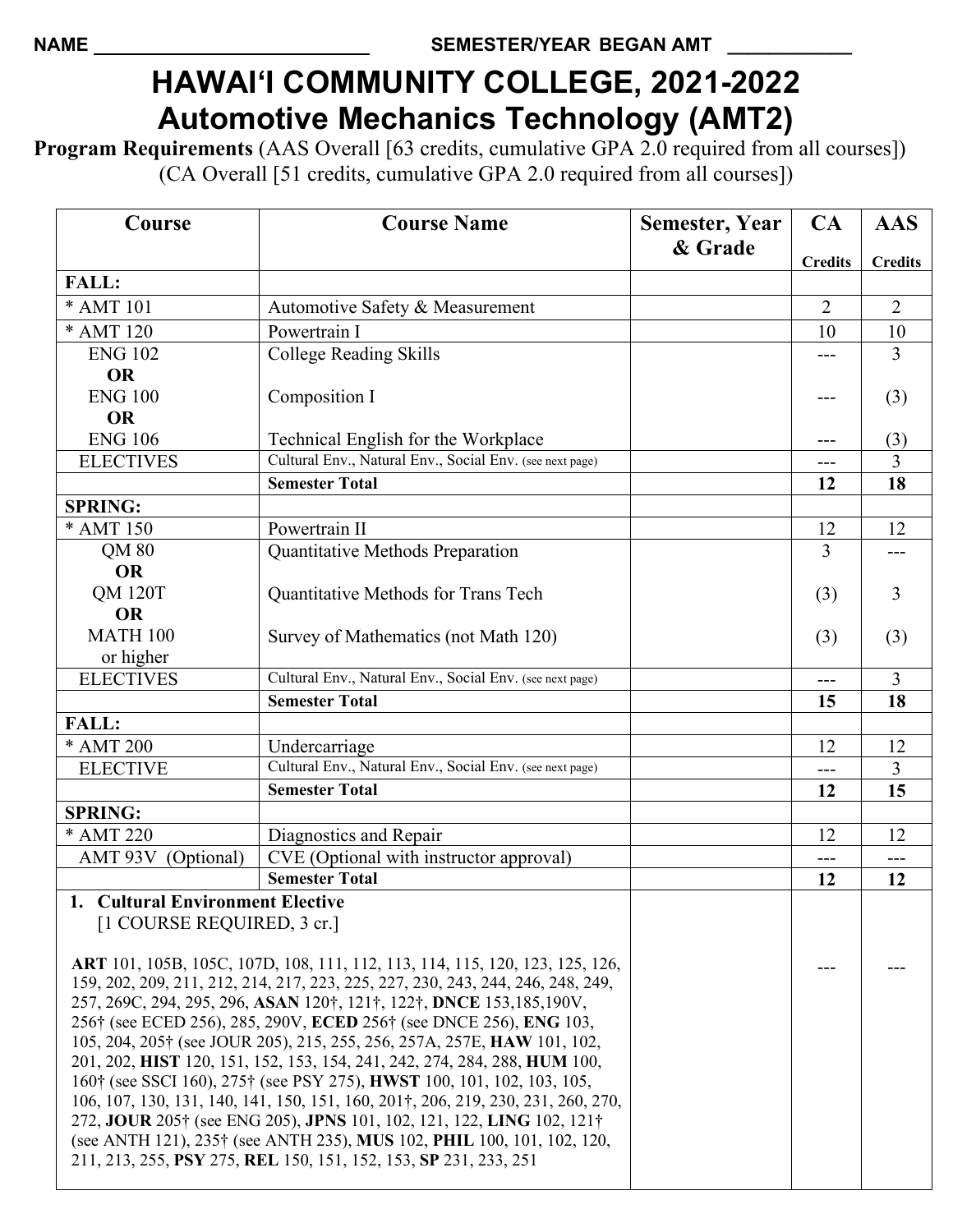NAME ___________________________ SEMESTER/YEAR BEGAN AMT ____________

# HAWAIʻI COMMUNITY COLLEGE, 2021-2022
# Automotive Mechanics Technology (AMT2)

**Program Requirements** (AAS Overall [63 credits, cumulative GPA 2.0 required from all courses])
(CA Overall [51 credits, cumulative GPA 2.0 required from all courses])

| Course | Course Name | Semester, Year & Grade | CA Credits | AAS Credits |
|---|---|---|---|---|
| **FALL:** | | | | |
| * AMT 101 | Automotive Safety & Measurement | | 2 | 2 |
| * AMT 120 | Powertrain I | | 10 | 10 |
| ENG 102 **OR** ENG 100 **OR** ENG 106 | College Reading Skills / Composition I / Technical English for the Workplace | | --- / --- / --- | 3 / (3) / (3) |
| ELECTIVES | Cultural Env., Natural Env., Social Env. (see next page) | | --- | 3 |
| | **Semester Total** | | **12** | **18** |
| **SPRING:** | | | | |
| * AMT 150 | Powertrain II | | 12 | 12 |
| QM 80 **OR** QM 120T **OR** MATH 100 or higher | Quantitative Methods Preparation / Quantitative Methods for Trans Tech / Survey of Mathematics (not Math 120) | | 3 / (3) / (3) | --- / 3 / (3) |
| ELECTIVES | Cultural Env., Natural Env., Social Env. (see next page) | | --- | 3 |
| | **Semester Total** | | **15** | **18** |
| **FALL:** | | | | |
| * AMT 200 | Undercarriage | | 12 | 12 |
| ELECTIVE | Cultural Env., Natural Env., Social Env. (see next page) | | --- | 3 |
| | **Semester Total** | | **12** | **15** |
| **SPRING:** | | | | |
| * AMT 220 | Diagnostics and Repair | | 12 | 12 |
| AMT 93V (Optional) | CVE (Optional with instructor approval) | | --- | --- |
| | **Semester Total** | | **12** | **12** |
| **1. Cultural Environment Elective** [1 COURSE REQUIRED, 3 cr.] **ART** 101, 105B, 105C, 107D, 108, 111, 112, 113, 114, 115, 120, 123, 125, 126, 159, 202, 209, 211, 212, 214, 217, 223, 225, 227, 230, 243, 244, 246, 248, 249, 257, 269C, 294, 295, 296, **ASAN** 120†, 121†, 122†, **DNCE** 153,185,190V, 256† (see ECED 256), 285, 290V, **ECED** 256† (see DNCE 256), **ENG** 103, 105, 204, 205† (see JOUR 205), 215, 255, 256, 257A, 257E, **HAW** 101, 102, 201, 202, **HIST** 120, 151, 152, 153, 154, 241, 242, 274, 284, 288, **HUM** 100, 160† (see SSCI 160), 275† (see PSY 275), **HWST** 100, 101, 102, 103, 105, 106, 107, 130, 131, 140, 141, 150, 151, 160, 201†, 206, 219, 230, 231, 260, 270, 272, **JOUR** 205† (see ENG 205), **JPNS** 101, 102, 121, 122, **LING** 102, 121† (see ANTH 121), 235† (see ANTH 235), **MUS** 102, **PHIL** 100, 101, 102, 120, 211, 213, 255, **PSY** 275, **REL** 150, 151, 152, 153, **SP** 231, 233, 251 | | | --- | --- |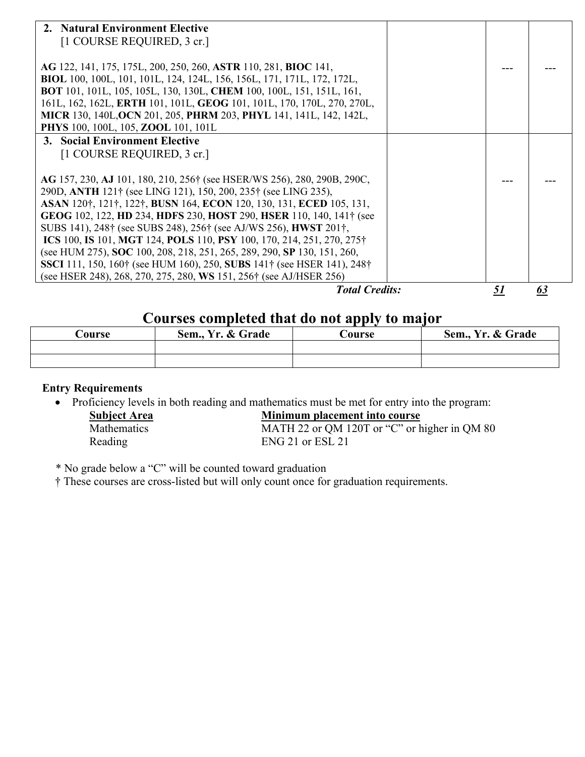| | | | |
|---|---|---|---|
| **2. Natural Environment Elective**<br>[1 COURSE REQUIRED, 3 cr.]<br><br>**AG** 122, 141, 175, 175L, 200, 250, 260, **ASTR** 110, 281, **BIOC** 141, **BIOL** 100, 100L, 101, 101L, 124, 124L, 156, 156L, 171, 171L, 172, 172L, **BOT** 101, 101L, 105, 105L, 130, 130L, **CHEM** 100, 100L, 151, 151L, 161, 161L, 162, 162L, **ERTH** 101, 101L, **GEOG** 101, 101L, 170, 170L, 270, 270L, **MICR** 130, 140L,**OCN** 201, 205, **PHRM** 203, **PHYL** 141, 141L, 142, 142L, **PHYS** 100, 100L, 105, **ZOOL** 101, 101L | | --- | --- |
| **3. Social Environment Elective**<br>[1 COURSE REQUIRED, 3 cr.]<br><br>**AG** 157, 230, **AJ** 101, 180, 210, 256† (see HSER/WS 256), 280, 290B, 290C, 290D, **ANTH** 121† (see LING 121), 150, 200, 235† (see LING 235), **ASAN** 120†, 121†, 122†, **BUSN** 164, **ECON** 120, 130, 131, **ECED** 105, 131, **GEOG** 102, 122, **HD** 234, **HDFS** 230, **HOST** 290, **HSER** 110, 140, 141† (see SUBS 141), 248† (see SUBS 248), 256† (see AJ/WS 256), **HWST** 201†, **ICS** 100, **IS** 101, **MGT** 124, **POLS** 110, **PSY** 100, 170, 214, 251, 270, 275† (see HUM 275), **SOC** 100, 208, 218, 251, 265, 289, 290, **SP** 130, 151, 260, **SSCI** 111, 150, 160† (see HUM 160), 250, **SUBS** 141† (see HSER 141), 248† (see HSER 248), 268, 270, 275, 280, **WS** 151, 256† (see AJ/HSER 256) | | --- | --- |
| ***Total Credits:*** | | ***51*** | ***63*** |

## Courses completed that do not apply to major

| Course | Sem., Yr. & Grade | Course | Sem., Yr. & Grade |
|---|---|---|---|
| | | | |
| | | | |

**Entry Requirements**

- Proficiency levels in both reading and mathematics must be met for entry into the program:

| Subject Area | Minimum placement into course |
|---|---|
| Mathematics | MATH 22 or QM 120T or "C" or higher in QM 80 |
| Reading | ENG 21 or ESL 21 |

* No grade below a "C" will be counted toward graduation

† These courses are cross-listed but will only count once for graduation requirements.